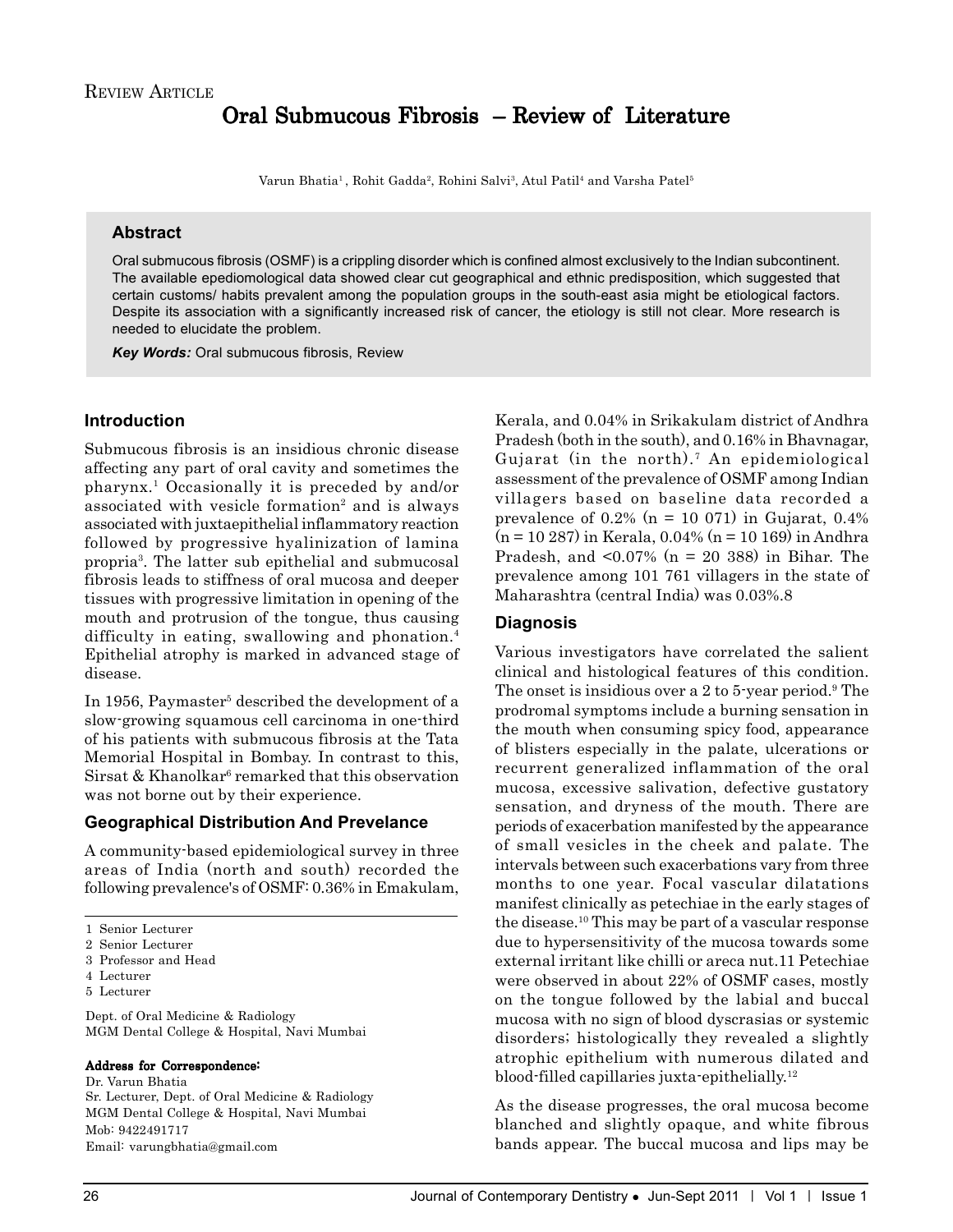REVIEW ARTICLE

# Oral Submucous Fibrosis – Review of Literature

Varun Bhatia[1], Rohit Gadda[2], Rohini Salvi[3], Atul Patil[4] and Varsha Patel[5]

## Abstract

Oral submucous fibrosis (OSMF) is a crippling disorder which is confined almost exclusively to the Indian subcontinent. The available epediomological data showed clear cut geographical and ethnic predisposition, which suggested that certain customs/ habits prevalent among the population groups in the south-east asia might be etiological factors. Despite its association with a significantly increased risk of cancer, the etiology is still not clear. More research is needed to elucidate the problem.

***Key Words:*** Oral submucous fibrosis, Review

## Introduction

Submucous fibrosis is an insidious chronic disease affecting any part of oral cavity and sometimes the pharynx.[1] Occasionally it is preceded by and/or associated with vesicle formation[2] and is always associated with juxtaepithelial inflammatory reaction followed by progressive hyalinization of lamina propria[3]. The latter sub epithelial and submucosal fibrosis leads to stiffness of oral mucosa and deeper tissues with progressive limitation in opening of the mouth and protrusion of the tongue, thus causing difficulty in eating, swallowing and phonation.[4] Epithelial atrophy is marked in advanced stage of disease.

In 1956, Paymaster[5] described the development of a slow-growing squamous cell carcinoma in one-third of his patients with submucous fibrosis at the Tata Memorial Hospital in Bombay. In contrast to this, Sirsat & Khanolkar[6] remarked that this observation was not borne out by their experience.

## Geographical Distribution And Prevelance

A community-based epidemiological survey in three areas of India (north and south) recorded the following prevalence's of OSMF: 0.36% in Emakulam, Kerala, and 0.04% in Srikakulam district of Andhra Pradesh (both in the south), and 0.16% in Bhavnagar, Gujarat (in the north).[7] An epidemiological assessment of the prevalence of OSMF among Indian villagers based on baseline data recorded a prevalence of 0.2% (n = 10 071) in Gujarat, 0.4% (n = 10 287) in Kerala, 0.04% (n = 10 169) in Andhra Pradesh, and <0.07% (n = 20 388) in Bihar. The prevalence among 101 761 villagers in the state of Maharashtra (central India) was 0.03%.8

## Diagnosis

Various investigators have correlated the salient clinical and histological features of this condition. The onset is insidious over a 2 to 5-year period.[9] The prodromal symptoms include a burning sensation in the mouth when consuming spicy food, appearance of blisters especially in the palate, ulcerations or recurrent generalized inflammation of the oral mucosa, excessive salivation, defective gustatory sensation, and dryness of the mouth. There are periods of exacerbation manifested by the appearance of small vesicles in the cheek and palate. The intervals between such exacerbations vary from three months to one year. Focal vascular dilatations manifest clinically as petechiae in the early stages of the disease.[10] This may be part of a vascular response due to hypersensitivity of the mucosa towards some external irritant like chilli or areca nut.11 Petechiae were observed in about 22% of OSMF cases, mostly on the tongue followed by the labial and buccal mucosa with no sign of blood dyscrasias or systemic disorders; histologically they revealed a slightly atrophic epithelium with numerous dilated and blood-filled capillaries juxta-epithelially.[12]

As the disease progresses, the oral mucosa become blanched and slightly opaque, and white fibrous bands appear. The buccal mucosa and lips may be

---

1 Senior Lecturer
2 Senior Lecturer
3 Professor and Head
4 Lecturer
5 Lecturer

Dept. of Oral Medicine & Radiology
MGM Dental College & Hospital, Navi Mumbai

**Address for Correspondence:**
Dr. Varun Bhatia
Sr. Lecturer, Dept. of Oral Medicine & Radiology
MGM Dental College & Hospital, Navi Mumbai
Mob: 9422491717
Email: varungbhatia@gmail.com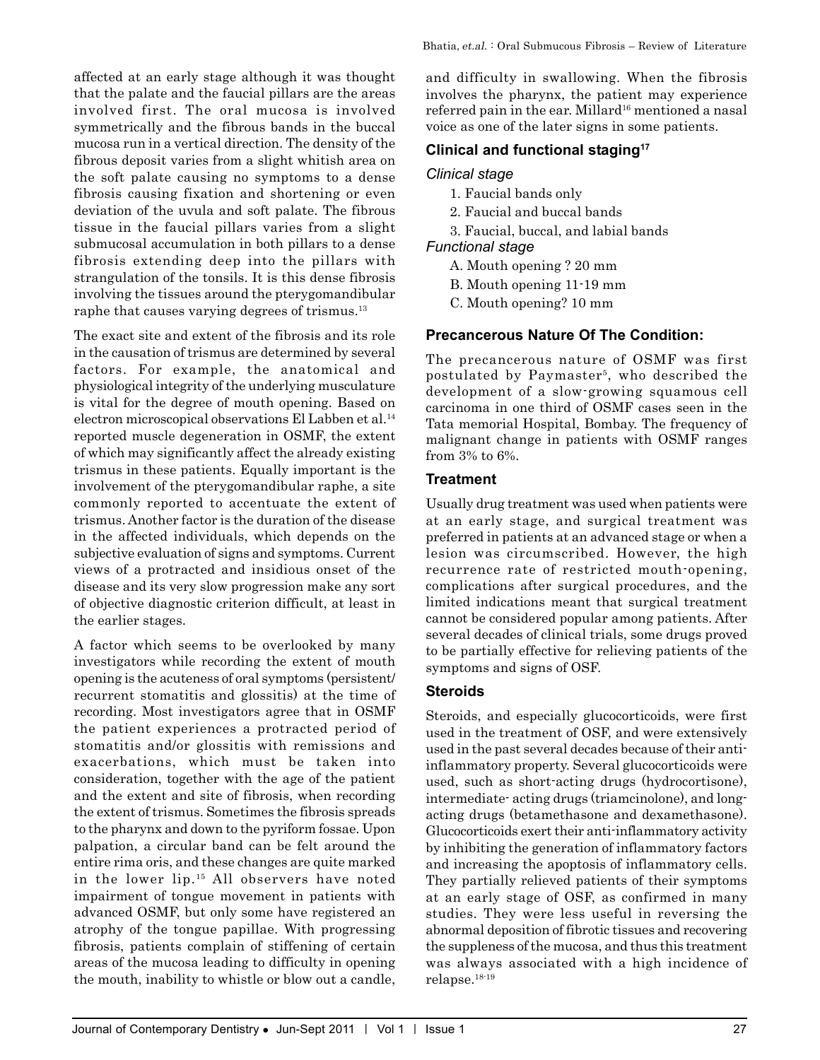affected at an early stage although it was thought that the palate and the faucial pillars are the areas involved first. The oral mucosa is involved symmetrically and the fibrous bands in the buccal mucosa run in a vertical direction. The density of the fibrous deposit varies from a slight whitish area on the soft palate causing no symptoms to a dense fibrosis causing fixation and shortening or even deviation of the uvula and soft palate. The fibrous tissue in the faucial pillars varies from a slight submucosal accumulation in both pillars to a dense fibrosis extending deep into the pillars with strangulation of the tonsils. It is this dense fibrosis involving the tissues around the pterygomandibular raphe that causes varying degrees of trismus.[13]

The exact site and extent of the fibrosis and its role in the causation of trismus are determined by several factors. For example, the anatomical and physiological integrity of the underlying musculature is vital for the degree of mouth opening. Based on electron microscopical observations El Labben et al.[14] reported muscle degeneration in OSMF, the extent of which may significantly affect the already existing trismus in these patients. Equally important is the involvement of the pterygomandibular raphe, a site commonly reported to accentuate the extent of trismus. Another factor is the duration of the disease in the affected individuals, which depends on the subjective evaluation of signs and symptoms. Current views of a protracted and insidious onset of the disease and its very slow progression make any sort of objective diagnostic criterion difficult, at least in the earlier stages.

A factor which seems to be overlooked by many investigators while recording the extent of mouth opening is the acuteness of oral symptoms (persistent/recurrent stomatitis and glossitis) at the time of recording. Most investigators agree that in OSMF the patient experiences a protracted period of stomatitis and/or glossitis with remissions and exacerbations, which must be taken into consideration, together with the age of the patient and the extent and site of fibrosis, when recording the extent of trismus. Sometimes the fibrosis spreads to the pharynx and down to the pyriform fossae. Upon palpation, a circular band can be felt around the entire rima oris, and these changes are quite marked in the lower lip.[15] All observers have noted impairment of tongue movement in patients with advanced OSMF, but only some have registered an atrophy of the tongue papillae. With progressing fibrosis, patients complain of stiffening of certain areas of the mucosa leading to difficulty in opening the mouth, inability to whistle or blow out a candle, and difficulty in swallowing. When the fibrosis involves the pharynx, the patient may experience referred pain in the ear. Millard[16] mentioned a nasal voice as one of the later signs in some patients.

### Clinical and functional staging[17]

*Clinical stage*

1. Faucial bands only
2. Faucial and buccal bands
3. Faucial, buccal, and labial bands

*Functional stage*

A. Mouth opening ? 20 mm
B. Mouth opening 11-19 mm
C. Mouth opening? 10 mm

### Precancerous Nature Of The Condition:

The precancerous nature of OSMF was first postulated by Paymaster[5], who described the development of a slow-growing squamous cell carcinoma in one third of OSMF cases seen in the Tata memorial Hospital, Bombay. The frequency of malignant change in patients with OSMF ranges from 3% to 6%.

### Treatment

Usually drug treatment was used when patients were at an early stage, and surgical treatment was preferred in patients at an advanced stage or when a lesion was circumscribed. However, the high recurrence rate of restricted mouth-opening, complications after surgical procedures, and the limited indications meant that surgical treatment cannot be considered popular among patients. After several decades of clinical trials, some drugs proved to be partially effective for relieving patients of the symptoms and signs of OSF.

### Steroids

Steroids, and especially glucocorticoids, were first used in the treatment of OSF, and were extensively used in the past several decades because of their anti-inflammatory property. Several glucocorticoids were used, such as short-acting drugs (hydrocortisone), intermediate- acting drugs (triamcinolone), and long-acting drugs (betamethasone and dexamethasone). Glucocorticoids exert their anti-inflammatory activity by inhibiting the generation of inflammatory factors and increasing the apoptosis of inflammatory cells. They partially relieved patients of their symptoms at an early stage of OSF, as confirmed in many studies. They were less useful in reversing the abnormal deposition of fibrotic tissues and recovering the suppleness of the mucosa, and thus this treatment was always associated with a high incidence of relapse.[18-19]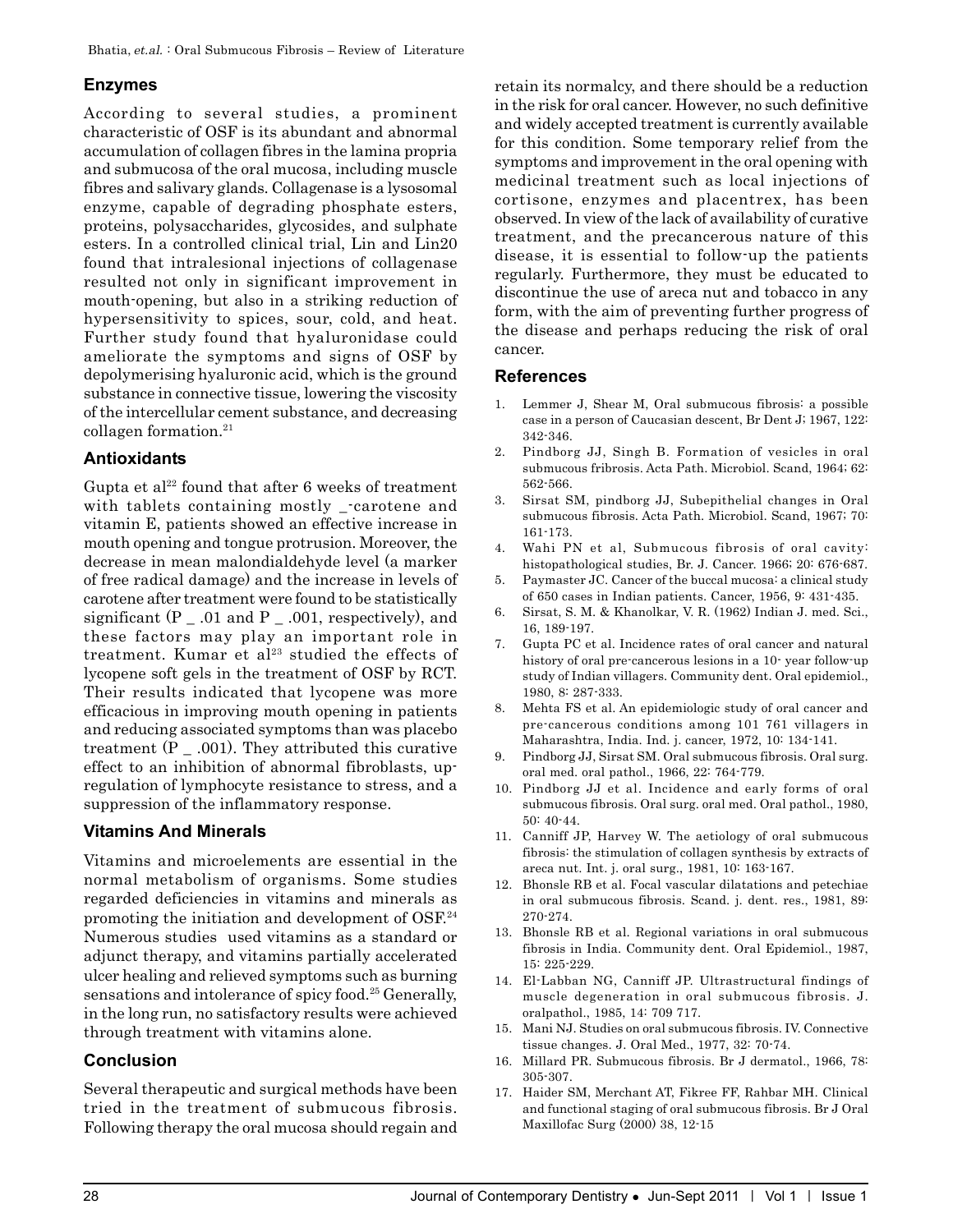## Enzymes

According to several studies, a prominent characteristic of OSF is its abundant and abnormal accumulation of collagen fibres in the lamina propria and submucosa of the oral mucosa, including muscle fibres and salivary glands. Collagenase is a lysosomal enzyme, capable of degrading phosphate esters, proteins, polysaccharides, glycosides, and sulphate esters. In a controlled clinical trial, Lin and Lin20 found that intralesional injections of collagenase resulted not only in significant improvement in mouth-opening, but also in a striking reduction of hypersensitivity to spices, sour, cold, and heat. Further study found that hyaluronidase could ameliorate the symptoms and signs of OSF by depolymerising hyaluronic acid, which is the ground substance in connective tissue, lowering the viscosity of the intercellular cement substance, and decreasing collagen formation.[21]

## Antioxidants

Gupta et al[22] found that after 6 weeks of treatment with tablets containing mostly _-carotene and vitamin E, patients showed an effective increase in mouth opening and tongue protrusion. Moreover, the decrease in mean malondialdehyde level (a marker of free radical damage) and the increase in levels of carotene after treatment were found to be statistically significant (P _ .01 and P _ .001, respectively), and these factors may play an important role in treatment. Kumar et al[23] studied the effects of lycopene soft gels in the treatment of OSF by RCT. Their results indicated that lycopene was more efficacious in improving mouth opening in patients and reducing associated symptoms than was placebo treatment (P _ .001). They attributed this curative effect to an inhibition of abnormal fibroblasts, up-regulation of lymphocyte resistance to stress, and a suppression of the inflammatory response.

## Vitamins And Minerals

Vitamins and microelements are essential in the normal metabolism of organisms. Some studies regarded deficiencies in vitamins and minerals as promoting the initiation and development of OSF.[24] Numerous studies used vitamins as a standard or adjunct therapy, and vitamins partially accelerated ulcer healing and relieved symptoms such as burning sensations and intolerance of spicy food.[25] Generally, in the long run, no satisfactory results were achieved through treatment with vitamins alone.

## Conclusion

Several therapeutic and surgical methods have been tried in the treatment of submucous fibrosis. Following therapy the oral mucosa should regain and retain its normalcy, and there should be a reduction in the risk for oral cancer. However, no such definitive and widely accepted treatment is currently available for this condition. Some temporary relief from the symptoms and improvement in the oral opening with medicinal treatment such as local injections of cortisone, enzymes and placentrex, has been observed. In view of the lack of availability of curative treatment, and the precancerous nature of this disease, it is essential to follow-up the patients regularly. Furthermore, they must be educated to discontinue the use of areca nut and tobacco in any form, with the aim of preventing further progress of the disease and perhaps reducing the risk of oral cancer.

## References

1. Lemmer J, Shear M, Oral submucous fibrosis: a possible case in a person of Caucasian descent, Br Dent J; 1967, 122: 342-346.
2. Pindborg JJ, Singh B. Formation of vesicles in oral submucous fribrosis. Acta Path. Microbiol. Scand, 1964; 62: 562-566.
3. Sirsat SM, pindborg JJ, Subepithelial changes in Oral submucous fibrosis. Acta Path. Microbiol. Scand, 1967; 70: 161-173.
4. Wahi PN et al, Submucous fibrosis of oral cavity: histopathological studies, Br. J. Cancer. 1966; 20: 676-687.
5. Paymaster JC. Cancer of the buccal mucosa: a clinical study of 650 cases in Indian patients. Cancer, 1956, 9: 431-435.
6. Sirsat, S. M. & Khanolkar, V. R. (1962) Indian J. med. Sci., 16, 189-197.
7. Gupta PC et al. Incidence rates of oral cancer and natural history of oral pre-cancerous lesions in a 10- year follow-up study of Indian villagers. Community dent. Oral epidemiol., 1980, 8: 287-333.
8. Mehta FS et al. An epidemiologic study of oral cancer and pre-cancerous conditions among 101 761 villagers in Maharashtra, India. Ind. j. cancer, 1972, 10: 134-141.
9. Pindborg JJ, Sirsat SM. Oral submucous fibrosis. Oral surg. oral med. oral pathol., 1966, 22: 764-779.
10. Pindborg JJ et al. Incidence and early forms of oral submucous fibrosis. Oral surg. oral med. Oral pathol., 1980, 50: 40-44.
11. Canniff JP, Harvey W. The aetiology of oral submucous fibrosis: the stimulation of collagen synthesis by extracts of areca nut. Int. j. oral surg., 1981, 10: 163-167.
12. Bhonsle RB et al. Focal vascular dilatations and petechiae in oral submucous fibrosis. Scand. j. dent. res., 1981, 89: 270-274.
13. Bhonsle RB et al. Regional variations in oral submucous fibrosis in India. Community dent. Oral Epidemiol., 1987, 15: 225-229.
14. El-Labban NG, Canniff JP. Ultrastructural findings of muscle degeneration in oral submucous fibrosis. J. oralpathol., 1985, 14: 709 717.
15. Mani NJ. Studies on oral submucous fibrosis. IV. Connective tissue changes. J. Oral Med., 1977, 32: 70-74.
16. Millard PR. Submucous fibrosis. Br J dermatol., 1966, 78: 305-307.
17. Haider SM, Merchant AT, Fikree FF, Rahbar MH. Clinical and functional staging of oral submucous fibrosis. Br J Oral Maxillofac Surg (2000) 38, 12-15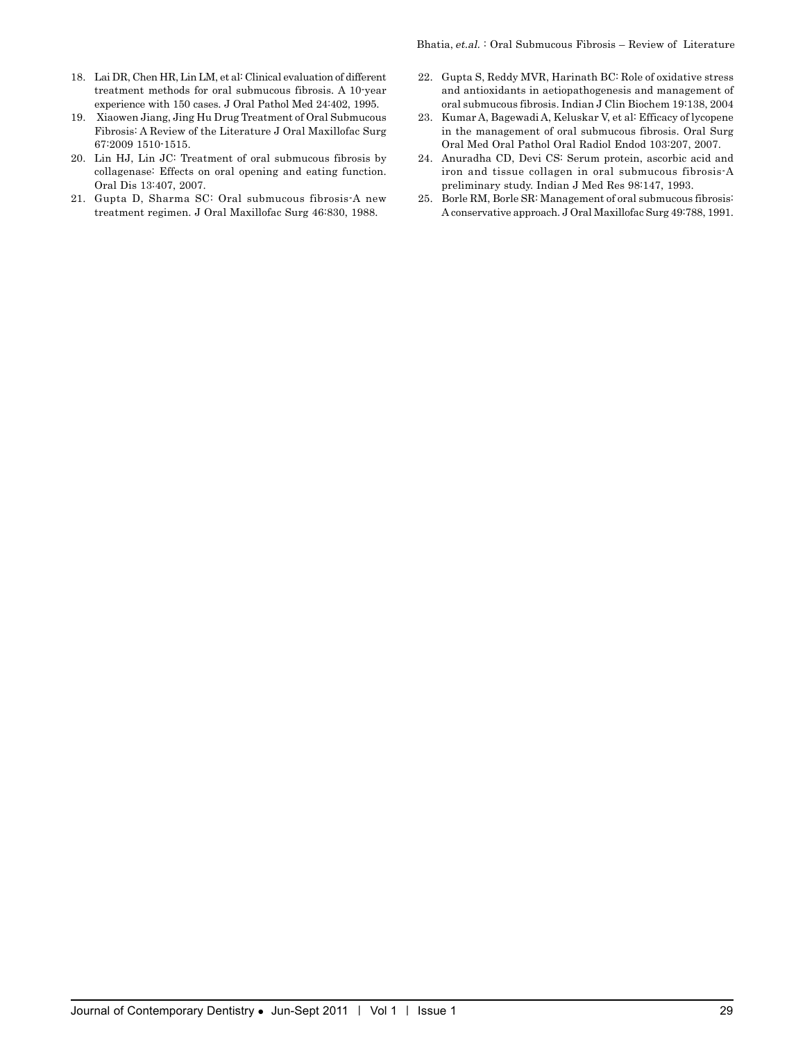18. Lai DR, Chen HR, Lin LM, et al: Clinical evaluation of different treatment methods for oral submucous fibrosis. A 10-year experience with 150 cases. J Oral Pathol Med 24:402, 1995.
19. Xiaowen Jiang, Jing Hu Drug Treatment of Oral Submucous Fibrosis: A Review of the Literature J Oral Maxillofac Surg 67:2009 1510-1515.
20. Lin HJ, Lin JC: Treatment of oral submucous fibrosis by collagenase: Effects on oral opening and eating function. Oral Dis 13:407, 2007.
21. Gupta D, Sharma SC: Oral submucous fibrosis-A new treatment regimen. J Oral Maxillofac Surg 46:830, 1988.
22. Gupta S, Reddy MVR, Harinath BC: Role of oxidative stress and antioxidants in aetiopathogenesis and management of oral submucous fibrosis. Indian J Clin Biochem 19:138, 2004
23. Kumar A, Bagewadi A, Keluskar V, et al: Efficacy of lycopene in the management of oral submucous fibrosis. Oral Surg Oral Med Oral Pathol Oral Radiol Endod 103:207, 2007.
24. Anuradha CD, Devi CS: Serum protein, ascorbic acid and iron and tissue collagen in oral submucous fibrosis-A preliminary study. Indian J Med Res 98:147, 1993.
25. Borle RM, Borle SR: Management of oral submucous fibrosis: A conservative approach. J Oral Maxillofac Surg 49:788, 1991.